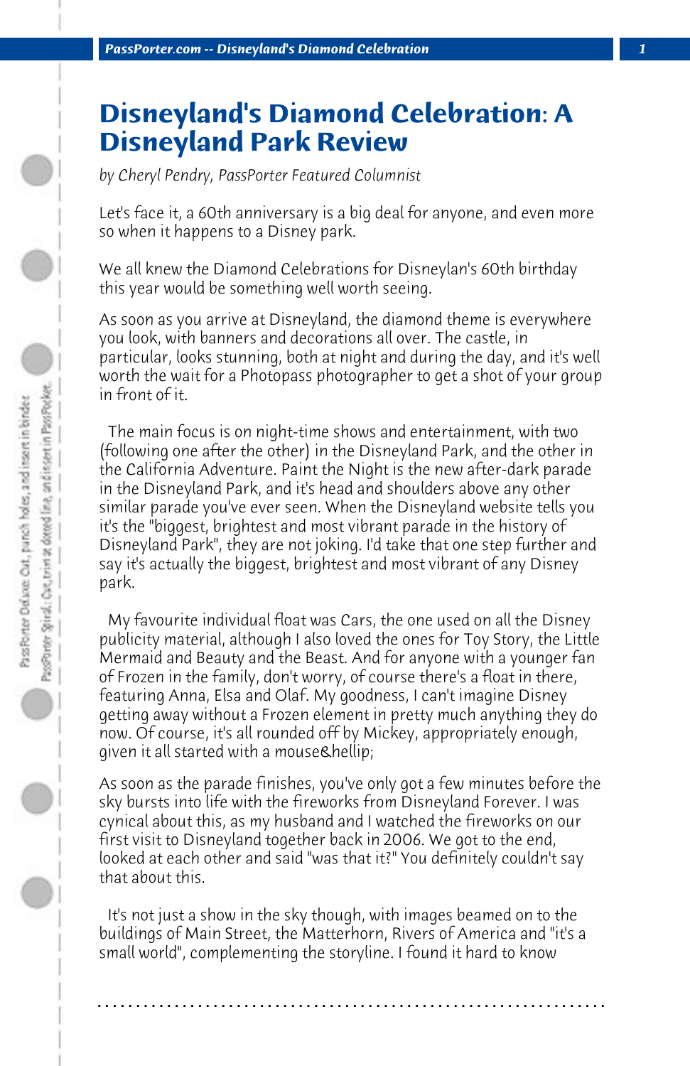# Disneyland's Diamond Celebration: A Disneyland Park Review

*by Cheryl Pendry, PassPorter Featured Columnist*

Let's face it, a 60th anniversary is a big deal for anyone, and even more so when it happens to a Disney park.

We all knew the Diamond Celebrations for Disneylan's 60th birthday this year would be something well worth seeing.

As soon as you arrive at Disneyland, the diamond theme is everywhere you look, with banners and decorations all over. The castle, in particular, looks stunning, both at night and during the day, and it's well worth the wait for a Photopass photographer to get a shot of your group in front of it.

The main focus is on night-time shows and entertainment, with two (following one after the other) in the Disneyland Park, and the other in the California Adventure. Paint the Night is the new after-dark parade in the Disneyland Park, and it's head and shoulders above any other similar parade you've ever seen. When the Disneyland website tells you it's the "biggest, brightest and most vibrant parade in the history of Disneyland Park", they are not joking. I'd take that one step further and say it's actually the biggest, brightest and most vibrant of any Disney park.

My favourite individual float was Cars, the one used on all the Disney publicity material, although I also loved the ones for Toy Story, the Little Mermaid and Beauty and the Beast. And for anyone with a younger fan of Frozen in the family, don't worry, of course there's a float in there, featuring Anna, Elsa and Olaf. My goodness, I can't imagine Disney getting away without a Frozen element in pretty much anything they do now. Of course, it's all rounded off by Mickey, appropriately enough, given it all started with a mouse&hellip;

As soon as the parade finishes, you've only got a few minutes before the sky bursts into life with the fireworks from Disneyland Forever. I was cynical about this, as my husband and I watched the fireworks on our first visit to Disneyland together back in 2006. We got to the end, looked at each other and said "was that it?" You definitely couldn't say that about this.

It's not just a show in the sky though, with images beamed on to the buildings of Main Street, the Matterhorn, Rivers of America and "it's a small world", complementing the storyline. I found it hard to know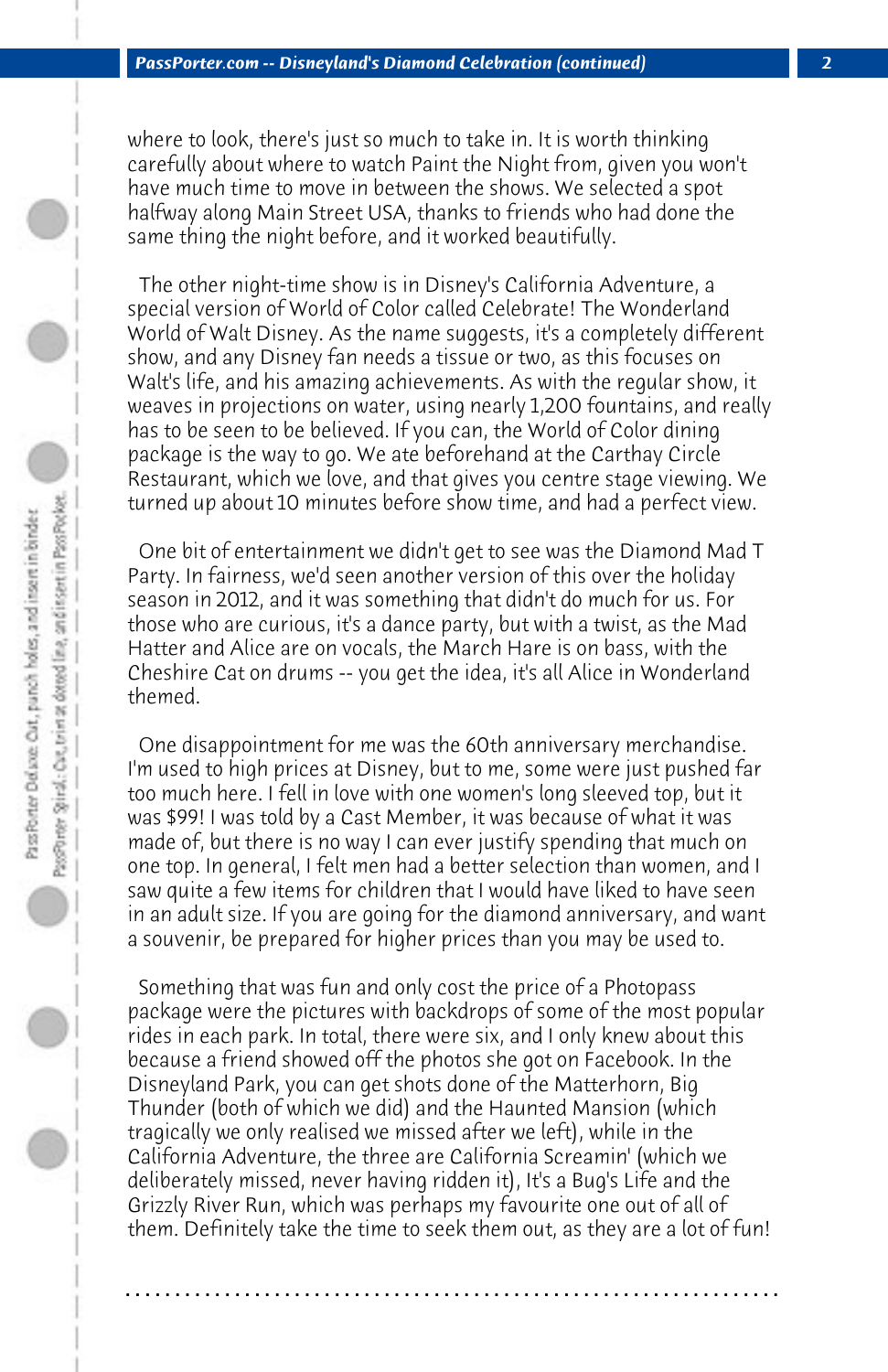where to look, there's just so much to take in. It is worth thinking carefully about where to watch Paint the Night from, given you won't have much time to move in between the shows. We selected a spot halfway along Main Street USA, thanks to friends who had done the same thing the night before, and it worked beautifully.

The other night-time show is in Disney's California Adventure, a special version of World of Color called Celebrate! The Wonderland World of Walt Disney. As the name suggests, it's a completely different show, and any Disney fan needs a tissue or two, as this focuses on Walt's life, and his amazing achievements. As with the regular show, it weaves in projections on water, using nearly 1,200 fountains, and really has to be seen to be believed. If you can, the World of Color dining package is the way to go. We ate beforehand at the Carthay Circle Restaurant, which we love, and that gives you centre stage viewing. We turned up about 10 minutes before show time, and had a perfect view.

One bit of entertainment we didn't get to see was the Diamond Mad T Party. In fairness, we'd seen another version of this over the holiday season in 2012, and it was something that didn't do much for us. For those who are curious, it's a dance party, but with a twist, as the Mad Hatter and Alice are on vocals, the March Hare is on bass, with the Cheshire Cat on drums -- you get the idea, it's all Alice in Wonderland themed.

One disappointment for me was the 60th anniversary merchandise. I'm used to high prices at Disney, but to me, some were just pushed far too much here. I fell in love with one women's long sleeved top, but it was $99! I was told by a Cast Member, it was because of what it was made of, but there is no way I can ever justify spending that much on one top. In general, I felt men had a better selection than women, and I saw quite a few items for children that I would have liked to have seen in an adult size. If you are going for the diamond anniversary, and want a souvenir, be prepared for higher prices than you may be used to.

Something that was fun and only cost the price of a Photopass package were the pictures with backdrops of some of the most popular rides in each park. In total, there were six, and I only knew about this because a friend showed off the photos she got on Facebook. In the Disneyland Park, you can get shots done of the Matterhorn, Big Thunder (both of which we did) and the Haunted Mansion (which tragically we only realised we missed after we left), while in the California Adventure, the three are California Screamin' (which we deliberately missed, never having ridden it), It's a Bug's Life and the Grizzly River Run, which was perhaps my favourite one out of all of them. Definitely take the time to seek them out, as they are a lot of fun!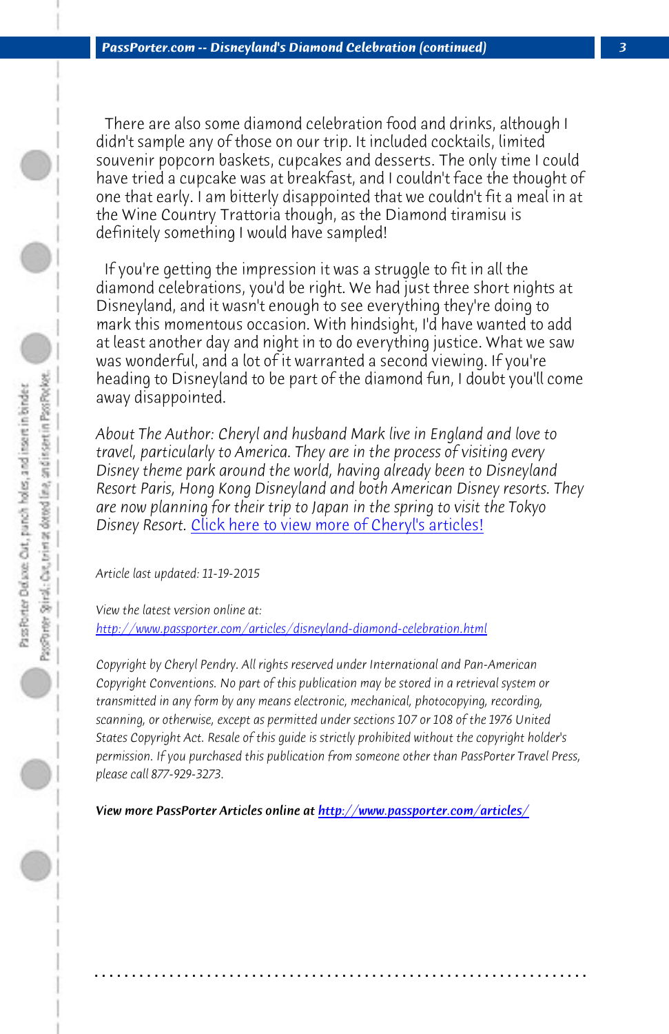There are also some diamond celebration food and drinks, although I didn't sample any of those on our trip. It included cocktails, limited souvenir popcorn baskets, cupcakes and desserts. The only time I could have tried a cupcake was at breakfast, and I couldn't face the thought of one that early. I am bitterly disappointed that we couldn't fit a meal in at the Wine Country Trattoria though, as the Diamond tiramisu is definitely something I would have sampled!

If you're getting the impression it was a struggle to fit in all the diamond celebrations, you'd be right. We had just three short nights at Disneyland, and it wasn't enough to see everything they're doing to mark this momentous occasion. With hindsight, I'd have wanted to add at least another day and night in to do everything justice. What we saw was wonderful, and a lot of it warranted a second viewing. If you're heading to Disneyland to be part of the diamond fun, I doubt you'll come away disappointed.

*About The Author: Cheryl and husband Mark live in England and love to travel, particularly to America. They are in the process of visiting every Disney theme park around the world, having already been to Disneyland Resort Paris, Hong Kong Disneyland and both American Disney resorts. They are now planning for their trip to Japan in the spring to visit the Tokyo Disney Resort.* Click here to view more of Cheryl's articles!

*Article last updated: 11-19-2015*

*View the latest version online at:*
*http://www.passporter.com/articles/disneyland-diamond-celebration.html*

*Copyright by Cheryl Pendry. All rights reserved under International and Pan-American Copyright Conventions. No part of this publication may be stored in a retrieval system or transmitted in any form by any means electronic, mechanical, photocopying, recording, scanning, or otherwise, except as permitted under sections 107 or 108 of the 1976 United States Copyright Act. Resale of this guide is strictly prohibited without the copyright holder's permission. If you purchased this publication from someone other than PassPorter Travel Press, please call 877-929-3273.*

***View more PassPorter Articles online at http://www.passporter.com/articles/***